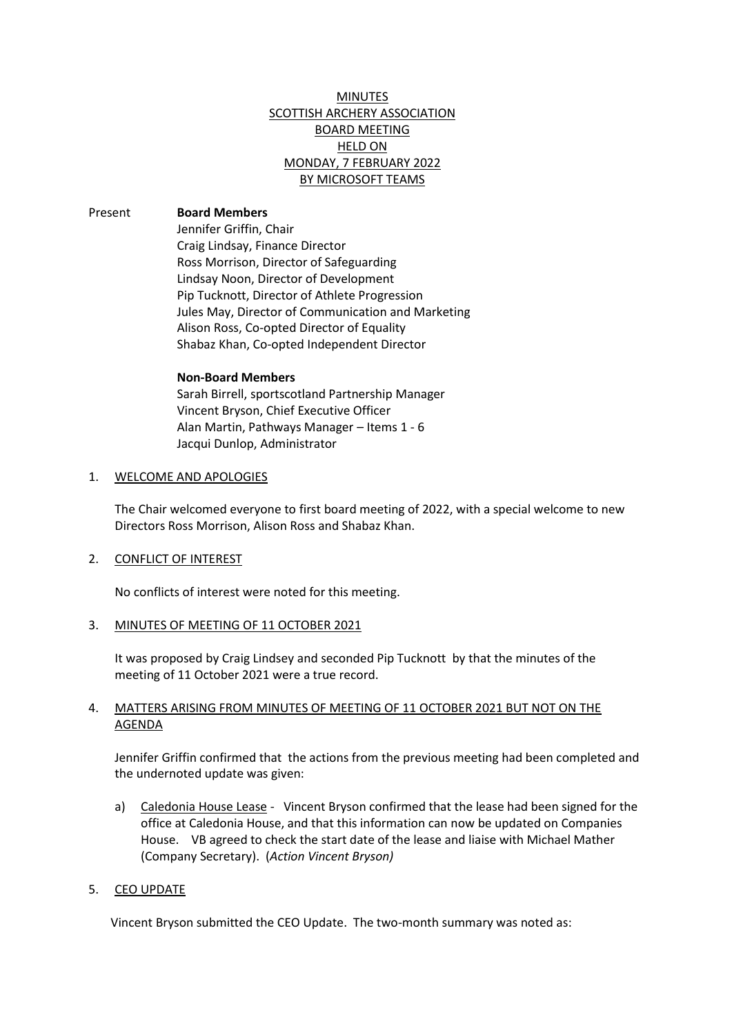# MINUTES
# SCOTTISH ARCHERY ASSOCIATION
# BOARD MEETING
# HELD ON
# MONDAY, 7 FEBRUARY 2022
# BY MICROSOFT TEAMS

Present **Board Members**

Jennifer Griffin, Chair
Craig Lindsay, Finance Director
Ross Morrison, Director of Safeguarding
Lindsay Noon, Director of Development
Pip Tucknott, Director of Athlete Progression
Jules May, Director of Communication and Marketing
Alison Ross, Co-opted Director of Equality
Shabaz Khan, Co-opted Independent Director

**Non-Board Members**

Sarah Birrell, sportscotland Partnership Manager
Vincent Bryson, Chief Executive Officer
Alan Martin, Pathways Manager – Items 1 - 6
Jacqui Dunlop, Administrator

## 1. WELCOME AND APOLOGIES

The Chair welcomed everyone to first board meeting of 2022, with a special welcome to new Directors Ross Morrison, Alison Ross and Shabaz Khan.

## 2. CONFLICT OF INTEREST

No conflicts of interest were noted for this meeting.

## 3. MINUTES OF MEETING OF 11 OCTOBER 2021

It was proposed by Craig Lindsey and seconded Pip Tucknott by that the minutes of the meeting of 11 October 2021 were a true record.

## 4. MATTERS ARISING FROM MINUTES OF MEETING OF 11 OCTOBER 2021 BUT NOT ON THE AGENDA

Jennifer Griffin confirmed that the actions from the previous meeting had been completed and the undernoted update was given:

a) Caledonia House Lease - Vincent Bryson confirmed that the lease had been signed for the office at Caledonia House, and that this information can now be updated on Companies House. VB agreed to check the start date of the lease and liaise with Michael Mather (Company Secretary). (*Action Vincent Bryson)*

## 5. CEO UPDATE

Vincent Bryson submitted the CEO Update. The two-month summary was noted as: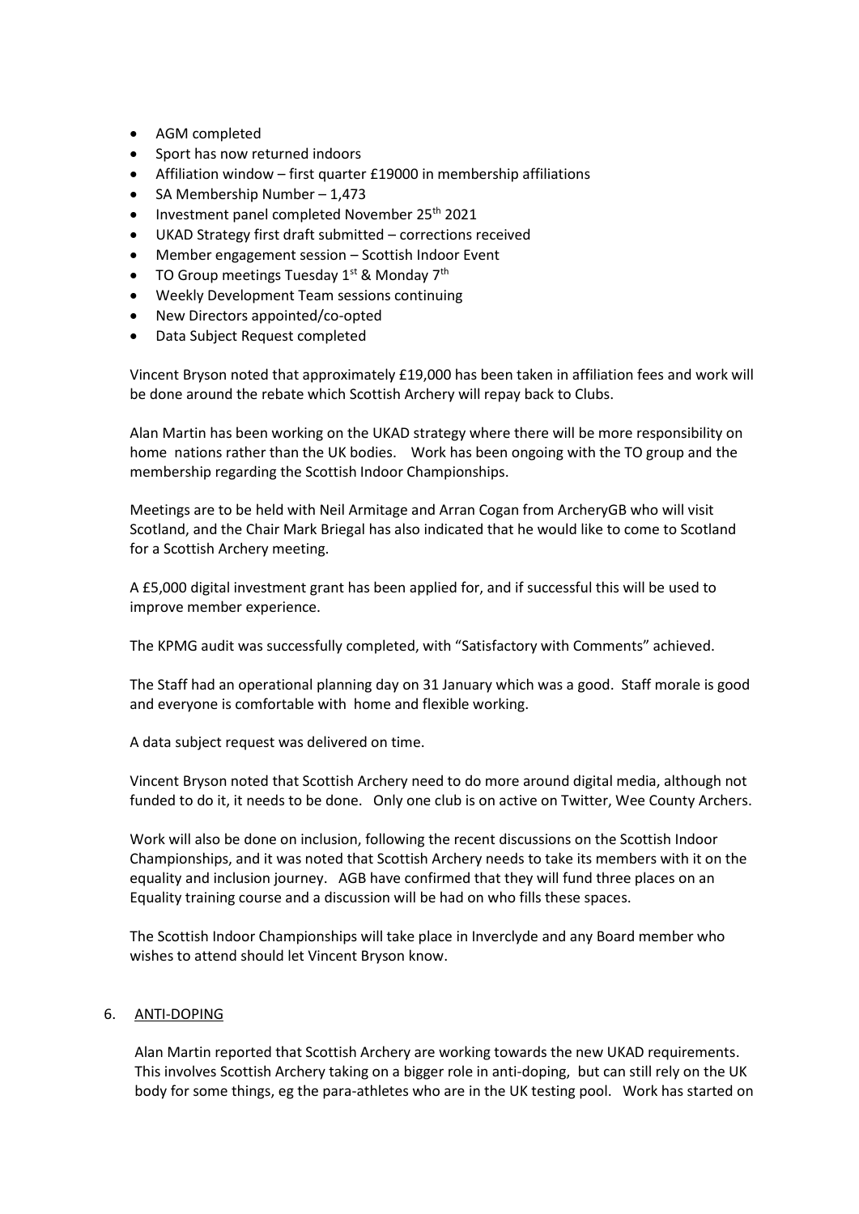- AGM completed
- Sport has now returned indoors
- Affiliation window – first quarter £19000 in membership affiliations
- SA Membership Number – 1,473
- Investment panel completed November 25th 2021
- UKAD Strategy first draft submitted – corrections received
- Member engagement session – Scottish Indoor Event
- TO Group meetings Tuesday 1st & Monday 7th
- Weekly Development Team sessions continuing
- New Directors appointed/co-opted
- Data Subject Request completed

Vincent Bryson noted that approximately £19,000 has been taken in affiliation fees and work will be done around the rebate which Scottish Archery will repay back to Clubs.

Alan Martin has been working on the UKAD strategy where there will be more responsibility on home nations rather than the UK bodies. Work has been ongoing with the TO group and the membership regarding the Scottish Indoor Championships.

Meetings are to be held with Neil Armitage and Arran Cogan from ArcheryGB who will visit Scotland, and the Chair Mark Briegal has also indicated that he would like to come to Scotland for a Scottish Archery meeting.

A £5,000 digital investment grant has been applied for, and if successful this will be used to improve member experience.

The KPMG audit was successfully completed, with "Satisfactory with Comments" achieved.

The Staff had an operational planning day on 31 January which was a good. Staff morale is good and everyone is comfortable with home and flexible working.

A data subject request was delivered on time.

Vincent Bryson noted that Scottish Archery need to do more around digital media, although not funded to do it, it needs to be done. Only one club is on active on Twitter, Wee County Archers.

Work will also be done on inclusion, following the recent discussions on the Scottish Indoor Championships, and it was noted that Scottish Archery needs to take its members with it on the equality and inclusion journey. AGB have confirmed that they will fund three places on an Equality training course and a discussion will be had on who fills these spaces.

The Scottish Indoor Championships will take place in Inverclyde and any Board member who wishes to attend should let Vincent Bryson know.

6. ANTI-DOPING

Alan Martin reported that Scottish Archery are working towards the new UKAD requirements. This involves Scottish Archery taking on a bigger role in anti-doping, but can still rely on the UK body for some things, eg the para-athletes who are in the UK testing pool. Work has started on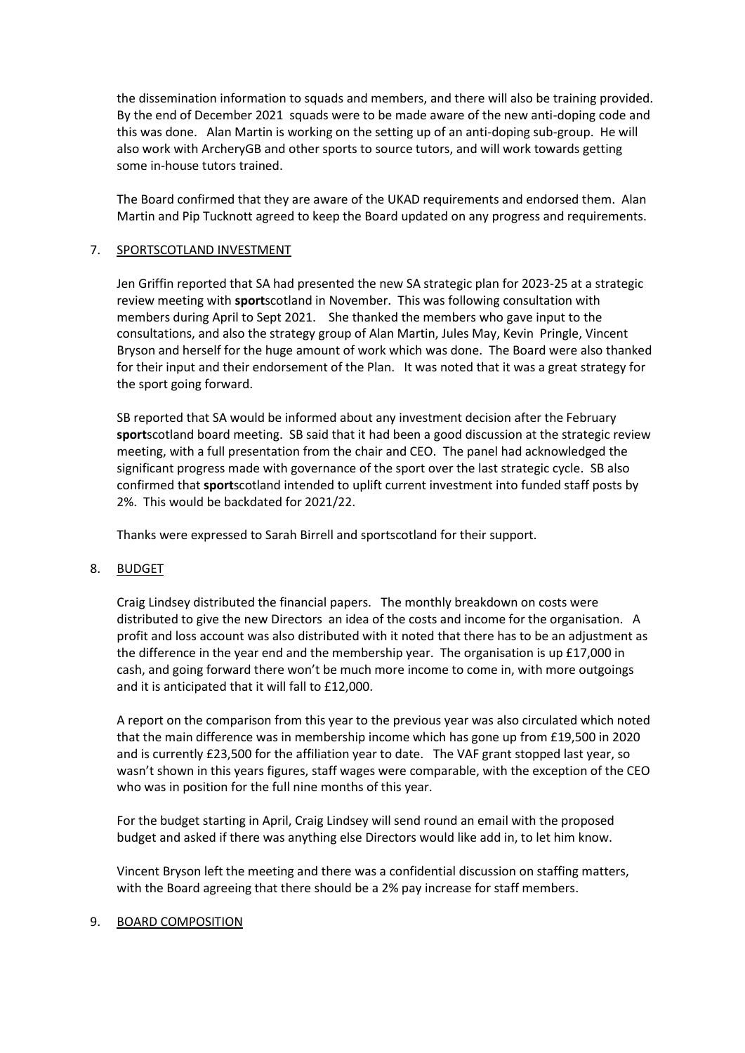the dissemination information to squads and members, and there will also be training provided. By the end of December 2021 squads were to be made aware of the new anti-doping code and this was done. Alan Martin is working on the setting up of an anti-doping sub-group. He will also work with ArcheryGB and other sports to source tutors, and will work towards getting some in-house tutors trained.

The Board confirmed that they are aware of the UKAD requirements and endorsed them. Alan Martin and Pip Tucknott agreed to keep the Board updated on any progress and requirements.

7. SPORTSCOTLAND INVESTMENT

Jen Griffin reported that SA had presented the new SA strategic plan for 2023-25 at a strategic review meeting with **sport**scotland in November. This was following consultation with members during April to Sept 2021. She thanked the members who gave input to the consultations, and also the strategy group of Alan Martin, Jules May, Kevin Pringle, Vincent Bryson and herself for the huge amount of work which was done. The Board were also thanked for their input and their endorsement of the Plan. It was noted that it was a great strategy for the sport going forward.

SB reported that SA would be informed about any investment decision after the February **sport**scotland board meeting. SB said that it had been a good discussion at the strategic review meeting, with a full presentation from the chair and CEO. The panel had acknowledged the significant progress made with governance of the sport over the last strategic cycle. SB also confirmed that **sport**scotland intended to uplift current investment into funded staff posts by 2%. This would be backdated for 2021/22.

Thanks were expressed to Sarah Birrell and sportscotland for their support.

8. BUDGET

Craig Lindsey distributed the financial papers. The monthly breakdown on costs were distributed to give the new Directors an idea of the costs and income for the organisation. A profit and loss account was also distributed with it noted that there has to be an adjustment as the difference in the year end and the membership year. The organisation is up £17,000 in cash, and going forward there won't be much more income to come in, with more outgoings and it is anticipated that it will fall to £12,000.

A report on the comparison from this year to the previous year was also circulated which noted that the main difference was in membership income which has gone up from £19,500 in 2020 and is currently £23,500 for the affiliation year to date. The VAF grant stopped last year, so wasn't shown in this years figures, staff wages were comparable, with the exception of the CEO who was in position for the full nine months of this year.

For the budget starting in April, Craig Lindsey will send round an email with the proposed budget and asked if there was anything else Directors would like add in, to let him know.

Vincent Bryson left the meeting and there was a confidential discussion on staffing matters, with the Board agreeing that there should be a 2% pay increase for staff members.

9. BOARD COMPOSITION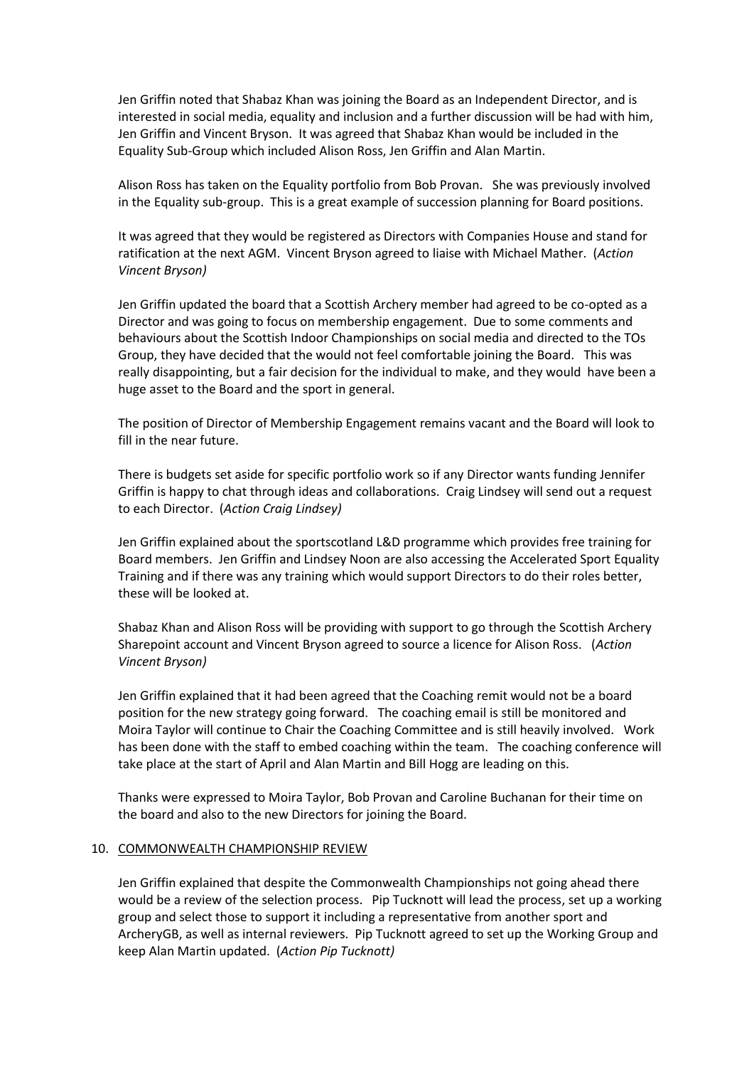Jen Griffin noted that Shabaz Khan was joining the Board as an Independent Director, and is interested in social media, equality and inclusion and a further discussion will be had with him, Jen Griffin and Vincent Bryson. It was agreed that Shabaz Khan would be included in the Equality Sub-Group which included Alison Ross, Jen Griffin and Alan Martin.

Alison Ross has taken on the Equality portfolio from Bob Provan. She was previously involved in the Equality sub-group. This is a great example of succession planning for Board positions.

It was agreed that they would be registered as Directors with Companies House and stand for ratification at the next AGM. Vincent Bryson agreed to liaise with Michael Mather. (*Action Vincent Bryson)*

Jen Griffin updated the board that a Scottish Archery member had agreed to be co-opted as a Director and was going to focus on membership engagement. Due to some comments and behaviours about the Scottish Indoor Championships on social media and directed to the TOs Group, they have decided that the would not feel comfortable joining the Board. This was really disappointing, but a fair decision for the individual to make, and they would have been a huge asset to the Board and the sport in general.

The position of Director of Membership Engagement remains vacant and the Board will look to fill in the near future.

There is budgets set aside for specific portfolio work so if any Director wants funding Jennifer Griffin is happy to chat through ideas and collaborations. Craig Lindsey will send out a request to each Director. (*Action Craig Lindsey)*

Jen Griffin explained about the sportscotland L&D programme which provides free training for Board members. Jen Griffin and Lindsey Noon are also accessing the Accelerated Sport Equality Training and if there was any training which would support Directors to do their roles better, these will be looked at.

Shabaz Khan and Alison Ross will be providing with support to go through the Scottish Archery Sharepoint account and Vincent Bryson agreed to source a licence for Alison Ross. (*Action Vincent Bryson)*

Jen Griffin explained that it had been agreed that the Coaching remit would not be a board position for the new strategy going forward. The coaching email is still be monitored and Moira Taylor will continue to Chair the Coaching Committee and is still heavily involved. Work has been done with the staff to embed coaching within the team. The coaching conference will take place at the start of April and Alan Martin and Bill Hogg are leading on this.

Thanks were expressed to Moira Taylor, Bob Provan and Caroline Buchanan for their time on the board and also to the new Directors for joining the Board.

10. COMMONWEALTH CHAMPIONSHIP REVIEW

Jen Griffin explained that despite the Commonwealth Championships not going ahead there would be a review of the selection process. Pip Tucknott will lead the process, set up a working group and select those to support it including a representative from another sport and ArcheryGB, as well as internal reviewers. Pip Tucknott agreed to set up the Working Group and keep Alan Martin updated. (*Action Pip Tucknott)*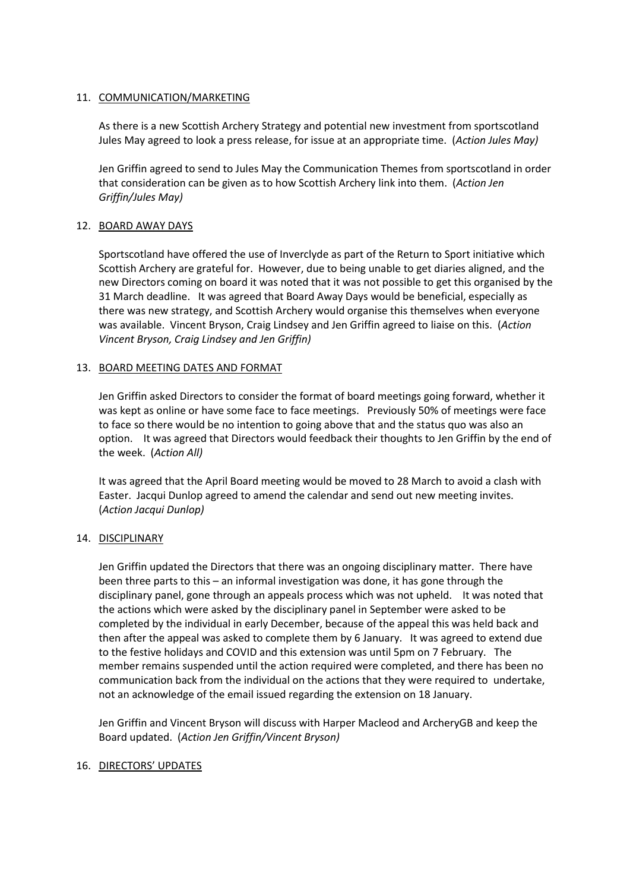11. COMMUNICATION/MARKETING

    As there is a new Scottish Archery Strategy and potential new investment from sportscotland Jules May agreed to look a press release, for issue at an appropriate time. (*Action Jules May)*

    Jen Griffin agreed to send to Jules May the Communication Themes from sportscotland in order that consideration can be given as to how Scottish Archery link into them. (*Action Jen Griffin/Jules May)*

12. BOARD AWAY DAYS

    Sportscotland have offered the use of Inverclyde as part of the Return to Sport initiative which Scottish Archery are grateful for. However, due to being unable to get diaries aligned, and the new Directors coming on board it was noted that it was not possible to get this organised by the 31 March deadline. It was agreed that Board Away Days would be beneficial, especially as there was new strategy, and Scottish Archery would organise this themselves when everyone was available. Vincent Bryson, Craig Lindsey and Jen Griffin agreed to liaise on this. (*Action Vincent Bryson, Craig Lindsey and Jen Griffin)*

13. BOARD MEETING DATES AND FORMAT

    Jen Griffin asked Directors to consider the format of board meetings going forward, whether it was kept as online or have some face to face meetings. Previously 50% of meetings were face to face so there would be no intention to going above that and the status quo was also an option. It was agreed that Directors would feedback their thoughts to Jen Griffin by the end of the week. (*Action All)*

    It was agreed that the April Board meeting would be moved to 28 March to avoid a clash with Easter. Jacqui Dunlop agreed to amend the calendar and send out new meeting invites. (*Action Jacqui Dunlop)*

14. DISCIPLINARY

    Jen Griffin updated the Directors that there was an ongoing disciplinary matter. There have been three parts to this – an informal investigation was done, it has gone through the disciplinary panel, gone through an appeals process which was not upheld. It was noted that the actions which were asked by the disciplinary panel in September were asked to be completed by the individual in early December, because of the appeal this was held back and then after the appeal was asked to complete them by 6 January. It was agreed to extend due to the festive holidays and COVID and this extension was until 5pm on 7 February. The member remains suspended until the action required were completed, and there has been no communication back from the individual on the actions that they were required to undertake, not an acknowledge of the email issued regarding the extension on 18 January.

    Jen Griffin and Vincent Bryson will discuss with Harper Macleod and ArcheryGB and keep the Board updated. (*Action Jen Griffin/Vincent Bryson)*

16. DIRECTORS' UPDATES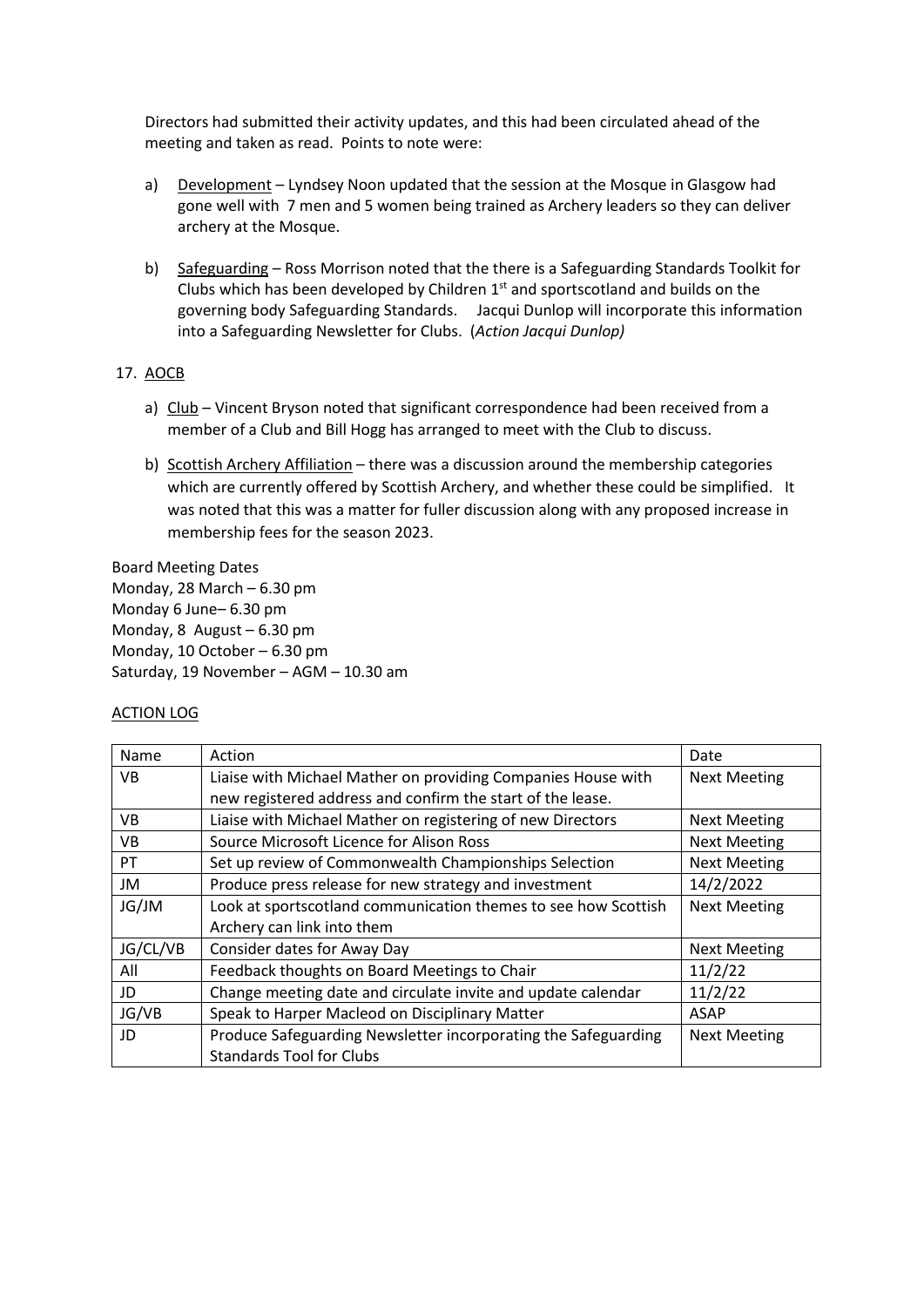Directors had submitted their activity updates, and this had been circulated ahead of the meeting and taken as read. Points to note were:

a) Development – Lyndsey Noon updated that the session at the Mosque in Glasgow had gone well with 7 men and 5 women being trained as Archery leaders so they can deliver archery at the Mosque.

b) Safeguarding – Ross Morrison noted that the there is a Safeguarding Standards Toolkit for Clubs which has been developed by Children 1st and sportscotland and builds on the governing body Safeguarding Standards. Jacqui Dunlop will incorporate this information into a Safeguarding Newsletter for Clubs. (*Action Jacqui Dunlop)*

17. AOCB

a) Club – Vincent Bryson noted that significant correspondence had been received from a member of a Club and Bill Hogg has arranged to meet with the Club to discuss.

b) Scottish Archery Affiliation – there was a discussion around the membership categories which are currently offered by Scottish Archery, and whether these could be simplified. It was noted that this was a matter for fuller discussion along with any proposed increase in membership fees for the season 2023.

Board Meeting Dates
Monday, 28 March – 6.30 pm
Monday 6 June– 6.30 pm
Monday, 8 August – 6.30 pm
Monday, 10 October – 6.30 pm
Saturday, 19 November – AGM – 10.30 am

ACTION LOG

| Name | Action | Date |
|---|---|---|
| VB | Liaise with Michael Mather on providing Companies House with new registered address and confirm the start of the lease. | Next Meeting |
| VB | Liaise with Michael Mather on registering of new Directors | Next Meeting |
| VB | Source Microsoft Licence for Alison Ross | Next Meeting |
| PT | Set up review of Commonwealth Championships Selection | Next Meeting |
| JM | Produce press release for new strategy and investment | 14/2/2022 |
| JG/JM | Look at sportscotland communication themes to see how Scottish Archery can link into them | Next Meeting |
| JG/CL/VB | Consider dates for Away Day | Next Meeting |
| All | Feedback thoughts on Board Meetings to Chair | 11/2/22 |
| JD | Change meeting date and circulate invite and update calendar | 11/2/22 |
| JG/VB | Speak to Harper Macleod on Disciplinary Matter | ASAP |
| JD | Produce Safeguarding Newsletter incorporating the Safeguarding Standards Tool for Clubs | Next Meeting |